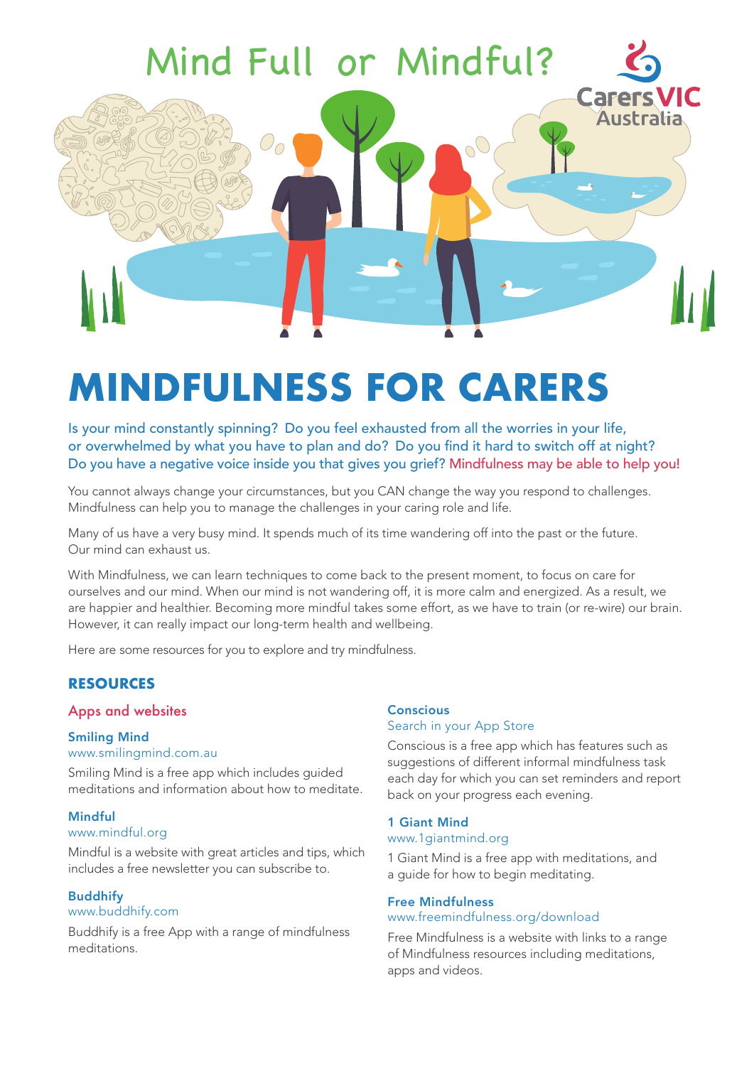Mind Full or Mindful?

Carers VIC Australia

# MINDFULNESS FOR CARERS

Is your mind constantly spinning? Do you feel exhausted from all the worries in your life, or overwhelmed by what you have to plan and do? Do you find it hard to switch off at night? Do you have a negative voice inside you that gives you grief? Mindfulness may be able to help you!

You cannot always change your circumstances, but you CAN change the way you respond to challenges. Mindfulness can help you to manage the challenges in your caring role and life.

Many of us have a very busy mind. It spends much of its time wandering off into the past or the future. Our mind can exhaust us.

With Mindfulness, we can learn techniques to come back to the present moment, to focus on care for ourselves and our mind. When our mind is not wandering off, it is more calm and energized. As a result, we are happier and healthier. Becoming more mindful takes some effort, as we have to train (or re-wire) our brain. However, it can really impact our long-term health and wellbeing.

Here are some resources for you to explore and try mindfulness.

## RESOURCES

### Apps and websites

**Smiling Mind**
www.smilingmind.com.au

Smiling Mind is a free app which includes guided meditations and information about how to meditate.

**Mindful**
www.mindful.org

Mindful is a website with great articles and tips, which includes a free newsletter you can subscribe to.

**Buddhify**
www.buddhify.com

Buddhify is a free App with a range of mindfulness meditations.

**Conscious**
Search in your App Store

Conscious is a free app which has features such as suggestions of different informal mindfulness task each day for which you can set reminders and report back on your progress each evening.

**1 Giant Mind**
www.1giantmind.org

1 Giant Mind is a free app with meditations, and a guide for how to begin meditating.

**Free Mindfulness**
www.freemindfulness.org/download

Free Mindfulness is a website with links to a range of Mindfulness resources including meditations, apps and videos.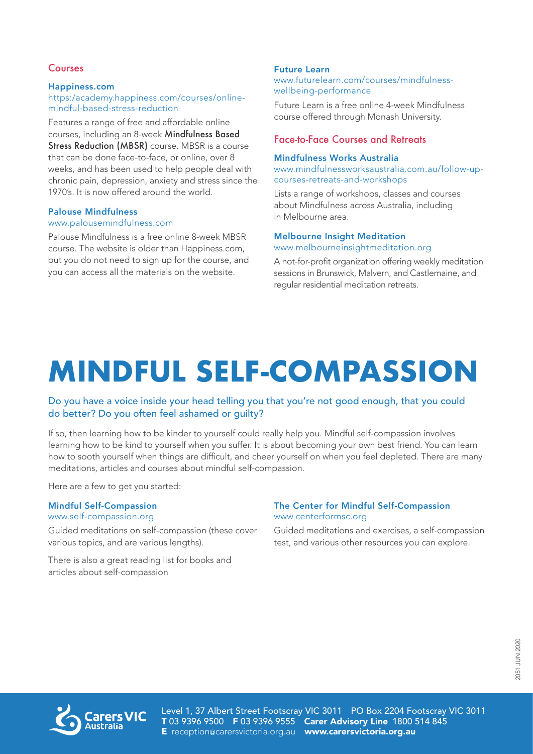### Courses

**Happiness.com**
https:/academy.happiness.com/courses/online-mindful-based-stress-reduction

Features a range of free and affordable online courses, including an 8-week **Mindfulness Based Stress Reduction (MBSR)** course. MBSR is a course that can be done face-to-face, or online, over 8 weeks, and has been used to help people deal with chronic pain, depression, anxiety and stress since the 1970's. It is now offered around the world.

**Palouse Mindfulness**
www.palousemindfulness.com

Palouse Mindfulness is a free online 8-week MBSR course. The website is older than Happiness.com, but you do not need to sign up for the course, and you can access all the materials on the website.

**Future Learn**
www.futurelearn.com/courses/mindfulness-wellbeing-performance

Future Learn is a free online 4-week Mindfulness course offered through Monash University.

### Face-to-Face Courses and Retreats

**Mindfulness Works Australia**
www.mindfulnessworksaustralia.com.au/follow-up-courses-retreats-and-workshops

Lists a range of workshops, classes and courses about Mindfulness across Australia, including in Melbourne area.

**Melbourne Insight Meditation**
www.melbourneinsightmeditation.org

A not-for-profit organization offering weekly meditation sessions in Brunswick, Malvern, and Castlemaine, and regular residential meditation retreats.

# MINDFUL SELF-COMPASSION

Do you have a voice inside your head telling you that you're not good enough, that you could do better? Do you often feel ashamed or guilty?

If so, then learning how to be kinder to yourself could really help you. Mindful self-compassion involves learning how to be kind to yourself when you suffer. It is about becoming your own best friend. You can learn how to sooth yourself when things are difficult, and cheer yourself on when you feel depleted. There are many meditations, articles and courses about mindful self-compassion.

Here are a few to get you started:

**Mindful Self-Compassion**
www.self-compassion.org

Guided meditations on self-compassion (these cover various topics, and are various lengths).

There is also a great reading list for books and articles about self-compassion

**The Center for Mindful Self-Compassion**
www.centerformsc.org

Guided meditations and exercises, a self-compassion test, and various other resources you can explore.

2051 JUN 2020

Carers VIC Australia

Level 1, 37 Albert Street Footscray VIC 3011 PO Box 2204 Footscray VIC 3011
**T** 03 9396 9500 **F** 03 9396 9555 **Carer Advisory Line** 1800 514 845
**E** reception@carersvictoria.org.au **www.carersvictoria.org.au**